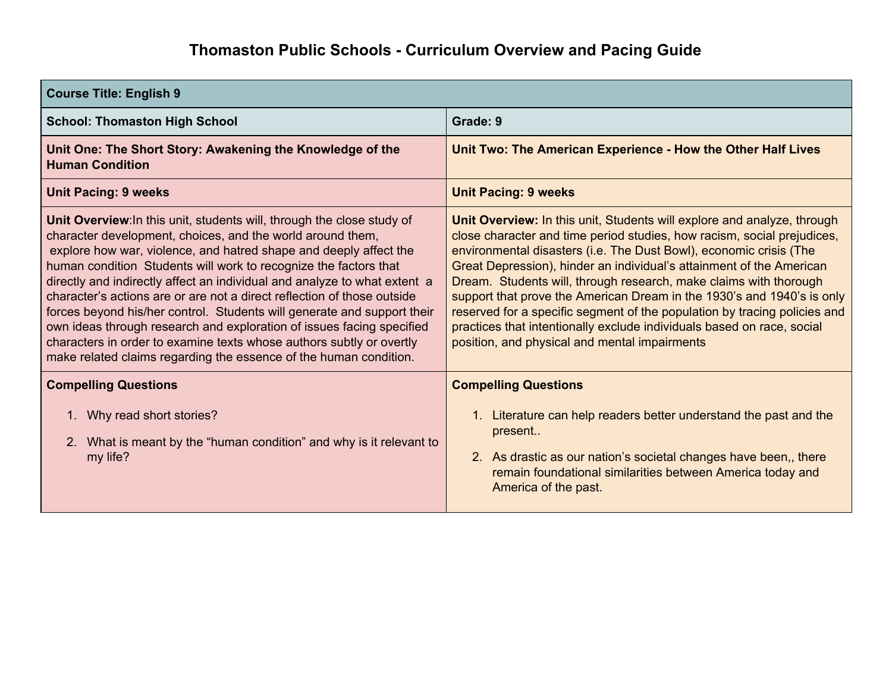# Thomaston Public Schools - Curriculum Overview and Pacing Guide

| **Course Title: English 9** | |
|---|---|
| **School: Thomaston High School** | **Grade: 9** |
| **Unit One: The Short Story: Awakening the Knowledge of the Human Condition** | **Unit Two: The American Experience - How the Other Half Lives** |
| **Unit Pacing: 9 weeks** | **Unit Pacing: 9 weeks** |
| **Unit Overview**:In this unit, students will, through the close study of character development, choices, and the world around them, explore how war, violence, and hatred shape and deeply affect the human condition Students will work to recognize the factors that directly and indirectly affect an individual and analyze to what extent a character's actions are or are not a direct reflection of those outside forces beyond his/her control. Students will generate and support their own ideas through research and exploration of issues facing specified characters in order to examine texts whose authors subtly or overtly make related claims regarding the essence of the human condition. | **Unit Overview:** In this unit, Students will explore and analyze, through close character and time period studies, how racism, social prejudices, environmental disasters (i.e. The Dust Bowl), economic crisis (The Great Depression), hinder an individual's attainment of the American Dream. Students will, through research, make claims with thorough support that prove the American Dream in the 1930's and 1940's is only reserved for a specific segment of the population by tracing policies and practices that intentionally exclude individuals based on race, social position, and physical and mental impairments |
| **Compelling Questions**<br><br>1. Why read short stories?<br>2. What is meant by the "human condition" and why is it relevant to my life? | **Compelling Questions**<br><br>1. Literature can help readers better understand the past and the present..<br>2. As drastic as our nation's societal changes have been,, there remain foundational similarities between America today and America of the past. |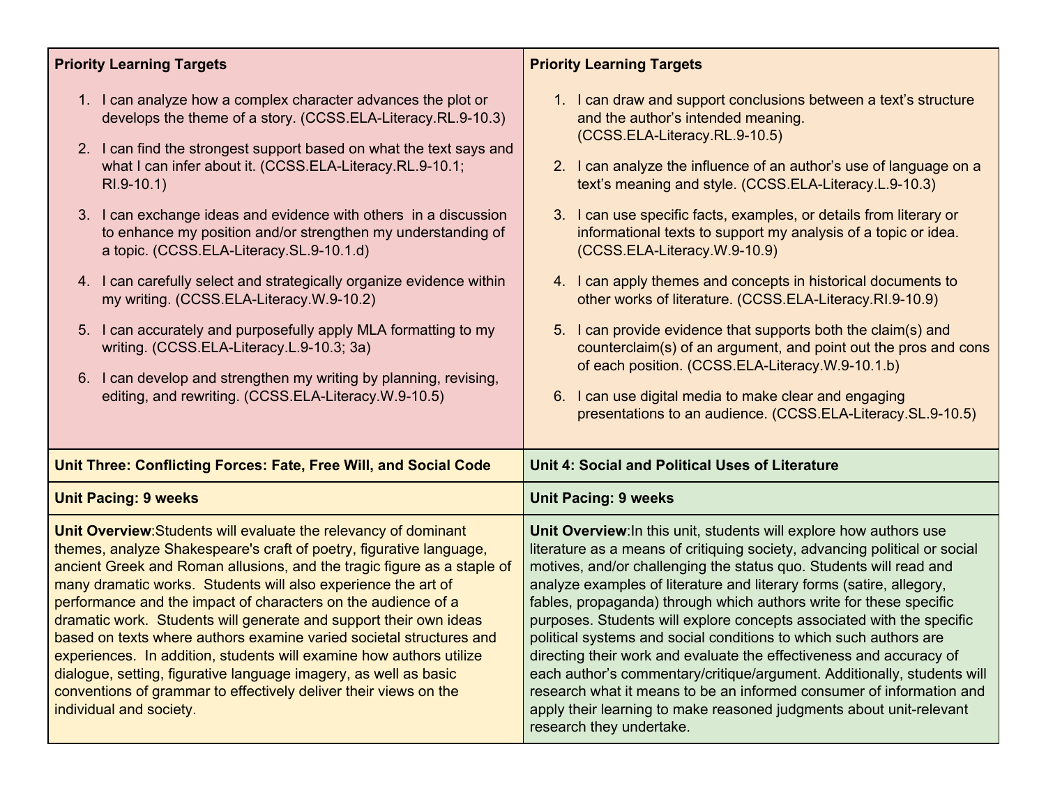| Priority Learning Targets | Priority Learning Targets |
|---|---|
| 1. I can analyze how a complex character advances the plot or develops the theme of a story. (CCSS.ELA-Literacy.RL.9-10.3)<br><br>2. I can find the strongest support based on what the text says and what I can infer about it. (CCSS.ELA-Literacy.RL.9-10.1; RI.9-10.1)<br><br>3. I can exchange ideas and evidence with others in a discussion to enhance my position and/or strengthen my understanding of a topic. (CCSS.ELA-Literacy.SL.9-10.1.d)<br><br>4. I can carefully select and strategically organize evidence within my writing. (CCSS.ELA-Literacy.W.9-10.2)<br><br>5. I can accurately and purposefully apply MLA formatting to my writing. (CCSS.ELA-Literacy.L.9-10.3; 3a)<br><br>6. I can develop and strengthen my writing by planning, revising, editing, and rewriting. (CCSS.ELA-Literacy.W.9-10.5) | 1. I can draw and support conclusions between a text's structure and the author's intended meaning. (CCSS.ELA-Literacy.RL.9-10.5)<br><br>2. I can analyze the influence of an author's use of language on a text's meaning and style. (CCSS.ELA-Literacy.L.9-10.3)<br><br>3. I can use specific facts, examples, or details from literary or informational texts to support my analysis of a topic or idea. (CCSS.ELA-Literacy.W.9-10.9)<br><br>4. I can apply themes and concepts in historical documents to other works of literature. (CCSS.ELA-Literacy.RI.9-10.9)<br><br>5. I can provide evidence that supports both the claim(s) and counterclaim(s) of an argument, and point out the pros and cons of each position. (CCSS.ELA-Literacy.W.9-10.1.b)<br><br>6. I can use digital media to make clear and engaging presentations to an audience. (CCSS.ELA-Literacy.SL.9-10.5) |
| **Unit Three: Conflicting Forces: Fate, Free Will, and Social Code** | **Unit 4: Social and Political Uses of Literature** |
| **Unit Pacing: 9 weeks** | **Unit Pacing: 9 weeks** |
| **Unit Overview**:Students will evaluate the relevancy of dominant themes, analyze Shakespeare's craft of poetry, figurative language, ancient Greek and Roman allusions, and the tragic figure as a staple of many dramatic works. Students will also experience the art of performance and the impact of characters on the audience of a dramatic work. Students will generate and support their own ideas based on texts where authors examine varied societal structures and experiences. In addition, students will examine how authors utilize dialogue, setting, figurative language imagery, as well as basic conventions of grammar to effectively deliver their views on the individual and society. | **Unit Overview**:In this unit, students will explore how authors use literature as a means of critiquing society, advancing political or social motives, and/or challenging the status quo. Students will read and analyze examples of literature and literary forms (satire, allegory, fables, propaganda) through which authors write for these specific purposes. Students will explore concepts associated with the specific political systems and social conditions to which such authors are directing their work and evaluate the effectiveness and accuracy of each author's commentary/critique/argument. Additionally, students will research what it means to be an informed consumer of information and apply their learning to make reasoned judgments about unit-relevant research they undertake. |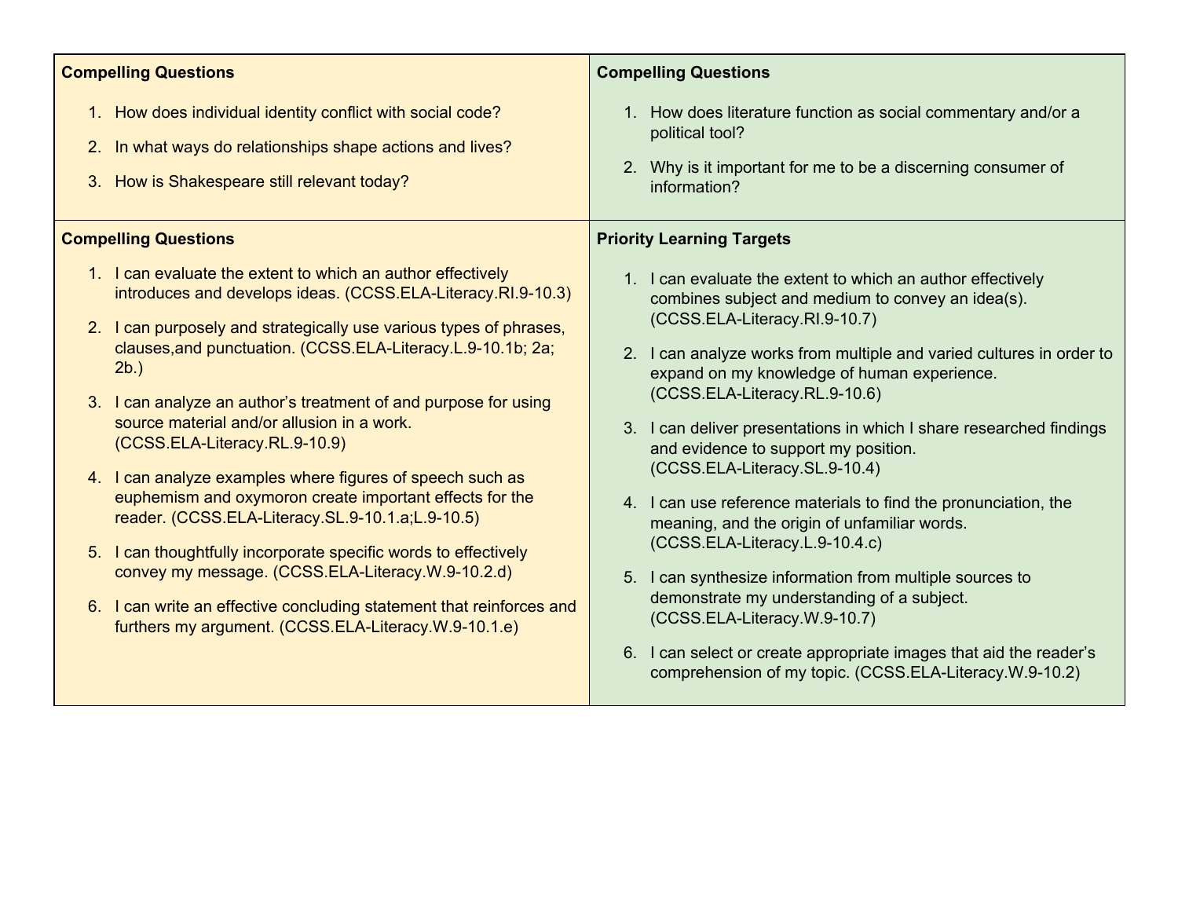| | |
|---|---|
| **Compelling Questions**<br><br>1. How does individual identity conflict with social code?<br>2. In what ways do relationships shape actions and lives?<br>3. How is Shakespeare still relevant today? | **Compelling Questions**<br><br>1. How does literature function as social commentary and/or a political tool?<br>2. Why is it important for me to be a discerning consumer of information? |
| **Compelling Questions**<br><br>1. I can evaluate the extent to which an author effectively introduces and develops ideas. (CCSS.ELA-Literacy.RI.9-10.3)<br>2. I can purposely and strategically use various types of phrases, clauses,and punctuation. (CCSS.ELA-Literacy.L.9-10.1b; 2a; 2b.)<br>3. I can analyze an author's treatment of and purpose for using source material and/or allusion in a work. (CCSS.ELA-Literacy.RL.9-10.9)<br>4. I can analyze examples where figures of speech such as euphemism and oxymoron create important effects for the reader. (CCSS.ELA-Literacy.SL.9-10.1.a;L.9-10.5)<br>5. I can thoughtfully incorporate specific words to effectively convey my message. (CCSS.ELA-Literacy.W.9-10.2.d)<br>6. I can write an effective concluding statement that reinforces and furthers my argument. (CCSS.ELA-Literacy.W.9-10.1.e) | **Priority Learning Targets**<br><br>1. I can evaluate the extent to which an author effectively combines subject and medium to convey an idea(s). (CCSS.ELA-Literacy.RI.9-10.7)<br>2. I can analyze works from multiple and varied cultures in order to expand on my knowledge of human experience. (CCSS.ELA-Literacy.RL.9-10.6)<br>3. I can deliver presentations in which I share researched findings and evidence to support my position. (CCSS.ELA-Literacy.SL.9-10.4)<br>4. I can use reference materials to find the pronunciation, the meaning, and the origin of unfamiliar words. (CCSS.ELA-Literacy.L.9-10.4.c)<br>5. I can synthesize information from multiple sources to demonstrate my understanding of a subject. (CCSS.ELA-Literacy.W.9-10.7)<br>6. I can select or create appropriate images that aid the reader's comprehension of my topic. (CCSS.ELA-Literacy.W.9-10.2) |